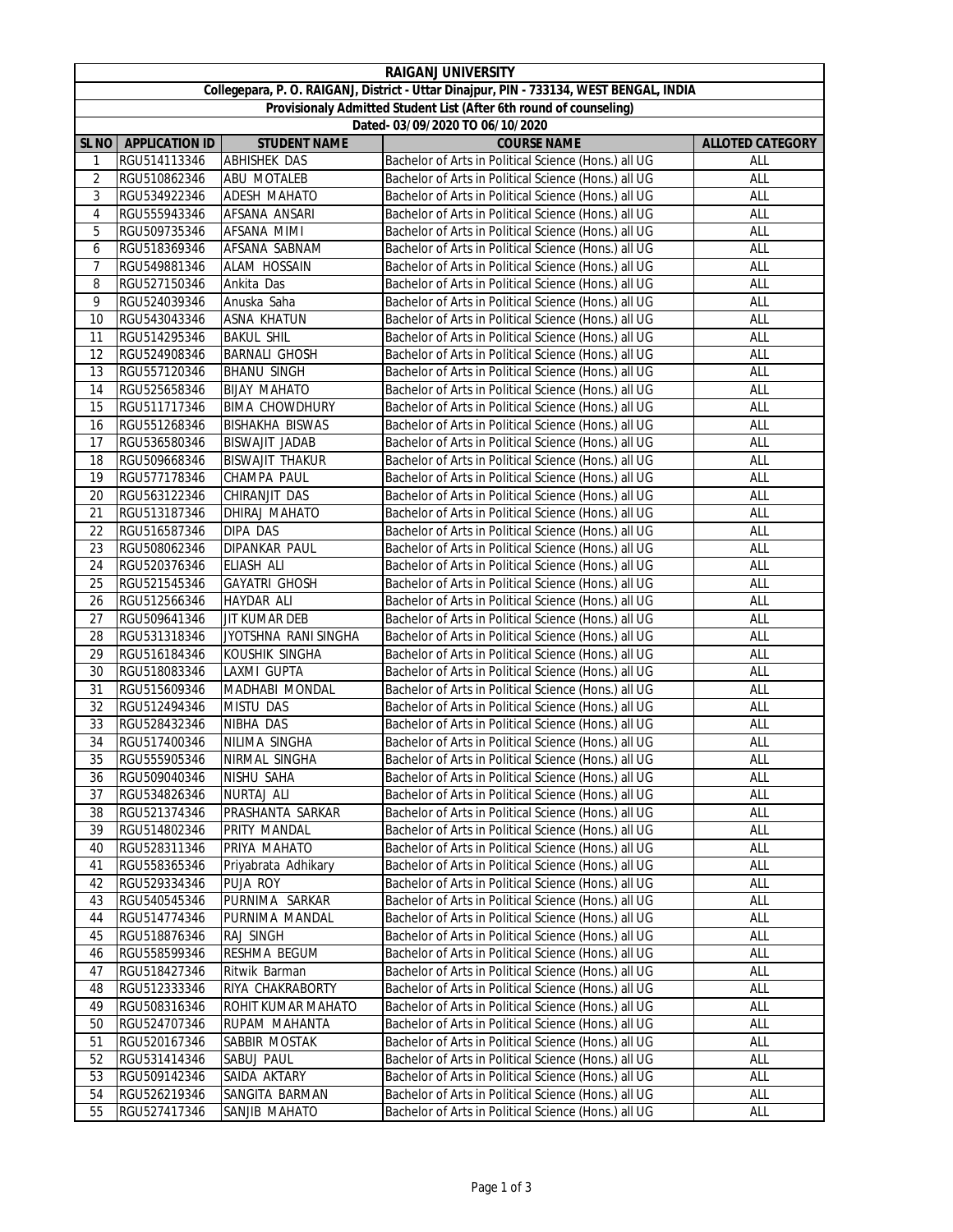# RAIGANJ UNIVERSITY

**Collegepara, P. O. RAIGANJ, District - Uttar Dinajpur, PIN - 733134, WEST BENGAL, INDIA**

**Provisionaly Admitted Student List (After 6th round of counseling)**

**Dated- 03/09/2020 TO 06/10/2020**

| SL NO | APPLICATION ID | STUDENT NAME | COURSE NAME | ALLOTED CATEGORY |
|---|---|---|---|---|
| 1 | RGU514113346 | ABHISHEK DAS | Bachelor of Arts in Political Science (Hons.) all UG | ALL |
| 2 | RGU510862346 | ABU MOTALEB | Bachelor of Arts in Political Science (Hons.) all UG | ALL |
| 3 | RGU534922346 | ADESH MAHATO | Bachelor of Arts in Political Science (Hons.) all UG | ALL |
| 4 | RGU555943346 | AFSANA ANSARI | Bachelor of Arts in Political Science (Hons.) all UG | ALL |
| 5 | RGU509735346 | AFSANA MIMI | Bachelor of Arts in Political Science (Hons.) all UG | ALL |
| 6 | RGU518369346 | AFSANA SABNAM | Bachelor of Arts in Political Science (Hons.) all UG | ALL |
| 7 | RGU549881346 | ALAM HOSSAIN | Bachelor of Arts in Political Science (Hons.) all UG | ALL |
| 8 | RGU527150346 | Ankita Das | Bachelor of Arts in Political Science (Hons.) all UG | ALL |
| 9 | RGU524039346 | Anuska Saha | Bachelor of Arts in Political Science (Hons.) all UG | ALL |
| 10 | RGU543043346 | ASNA KHATUN | Bachelor of Arts in Political Science (Hons.) all UG | ALL |
| 11 | RGU514295346 | BAKUL SHIL | Bachelor of Arts in Political Science (Hons.) all UG | ALL |
| 12 | RGU524908346 | BARNALI GHOSH | Bachelor of Arts in Political Science (Hons.) all UG | ALL |
| 13 | RGU557120346 | BHANU SINGH | Bachelor of Arts in Political Science (Hons.) all UG | ALL |
| 14 | RGU525658346 | BIJAY MAHATO | Bachelor of Arts in Political Science (Hons.) all UG | ALL |
| 15 | RGU511717346 | BIMA CHOWDHURY | Bachelor of Arts in Political Science (Hons.) all UG | ALL |
| 16 | RGU551268346 | BISHAKHA BISWAS | Bachelor of Arts in Political Science (Hons.) all UG | ALL |
| 17 | RGU536580346 | BISWAJIT JADAB | Bachelor of Arts in Political Science (Hons.) all UG | ALL |
| 18 | RGU509668346 | BISWAJIT THAKUR | Bachelor of Arts in Political Science (Hons.) all UG | ALL |
| 19 | RGU577178346 | CHAMPA PAUL | Bachelor of Arts in Political Science (Hons.) all UG | ALL |
| 20 | RGU563122346 | CHIRANJIT DAS | Bachelor of Arts in Political Science (Hons.) all UG | ALL |
| 21 | RGU513187346 | DHIRAJ MAHATO | Bachelor of Arts in Political Science (Hons.) all UG | ALL |
| 22 | RGU516587346 | DIPA DAS | Bachelor of Arts in Political Science (Hons.) all UG | ALL |
| 23 | RGU508062346 | DIPANKAR PAUL | Bachelor of Arts in Political Science (Hons.) all UG | ALL |
| 24 | RGU520376346 | ELIASH ALI | Bachelor of Arts in Political Science (Hons.) all UG | ALL |
| 25 | RGU521545346 | GAYATRI GHOSH | Bachelor of Arts in Political Science (Hons.) all UG | ALL |
| 26 | RGU512566346 | HAYDAR ALI | Bachelor of Arts in Political Science (Hons.) all UG | ALL |
| 27 | RGU509641346 | JIT KUMAR DEB | Bachelor of Arts in Political Science (Hons.) all UG | ALL |
| 28 | RGU531318346 | JYOTSHNA RANI SINGHA | Bachelor of Arts in Political Science (Hons.) all UG | ALL |
| 29 | RGU516184346 | KOUSHIK SINGHA | Bachelor of Arts in Political Science (Hons.) all UG | ALL |
| 30 | RGU518083346 | LAXMI GUPTA | Bachelor of Arts in Political Science (Hons.) all UG | ALL |
| 31 | RGU515609346 | MADHABI MONDAL | Bachelor of Arts in Political Science (Hons.) all UG | ALL |
| 32 | RGU512494346 | MISTU DAS | Bachelor of Arts in Political Science (Hons.) all UG | ALL |
| 33 | RGU528432346 | NIBHA DAS | Bachelor of Arts in Political Science (Hons.) all UG | ALL |
| 34 | RGU517400346 | NILIMA SINGHA | Bachelor of Arts in Political Science (Hons.) all UG | ALL |
| 35 | RGU555905346 | NIRMAL SINGHA | Bachelor of Arts in Political Science (Hons.) all UG | ALL |
| 36 | RGU509040346 | NISHU SAHA | Bachelor of Arts in Political Science (Hons.) all UG | ALL |
| 37 | RGU534826346 | NURTAJ ALI | Bachelor of Arts in Political Science (Hons.) all UG | ALL |
| 38 | RGU521374346 | PRASHANTA SARKAR | Bachelor of Arts in Political Science (Hons.) all UG | ALL |
| 39 | RGU514802346 | PRITY MANDAL | Bachelor of Arts in Political Science (Hons.) all UG | ALL |
| 40 | RGU528311346 | PRIYA MAHATO | Bachelor of Arts in Political Science (Hons.) all UG | ALL |
| 41 | RGU558365346 | Priyabrata Adhikary | Bachelor of Arts in Political Science (Hons.) all UG | ALL |
| 42 | RGU529334346 | PUJA ROY | Bachelor of Arts in Political Science (Hons.) all UG | ALL |
| 43 | RGU540545346 | PURNIMA SARKAR | Bachelor of Arts in Political Science (Hons.) all UG | ALL |
| 44 | RGU514774346 | PURNIMA MANDAL | Bachelor of Arts in Political Science (Hons.) all UG | ALL |
| 45 | RGU518876346 | RAJ SINGH | Bachelor of Arts in Political Science (Hons.) all UG | ALL |
| 46 | RGU558599346 | RESHMA BEGUM | Bachelor of Arts in Political Science (Hons.) all UG | ALL |
| 47 | RGU518427346 | Ritwik Barman | Bachelor of Arts in Political Science (Hons.) all UG | ALL |
| 48 | RGU512333346 | RIYA CHAKRABORTY | Bachelor of Arts in Political Science (Hons.) all UG | ALL |
| 49 | RGU508316346 | ROHIT KUMAR MAHATO | Bachelor of Arts in Political Science (Hons.) all UG | ALL |
| 50 | RGU524707346 | RUPAM MAHANTA | Bachelor of Arts in Political Science (Hons.) all UG | ALL |
| 51 | RGU520167346 | SABBIR MOSTAK | Bachelor of Arts in Political Science (Hons.) all UG | ALL |
| 52 | RGU531414346 | SABUJ PAUL | Bachelor of Arts in Political Science (Hons.) all UG | ALL |
| 53 | RGU509142346 | SAIDA AKTARY | Bachelor of Arts in Political Science (Hons.) all UG | ALL |
| 54 | RGU526219346 | SANGITA BARMAN | Bachelor of Arts in Political Science (Hons.) all UG | ALL |
| 55 | RGU527417346 | SANJIB MAHATO | Bachelor of Arts in Political Science (Hons.) all UG | ALL |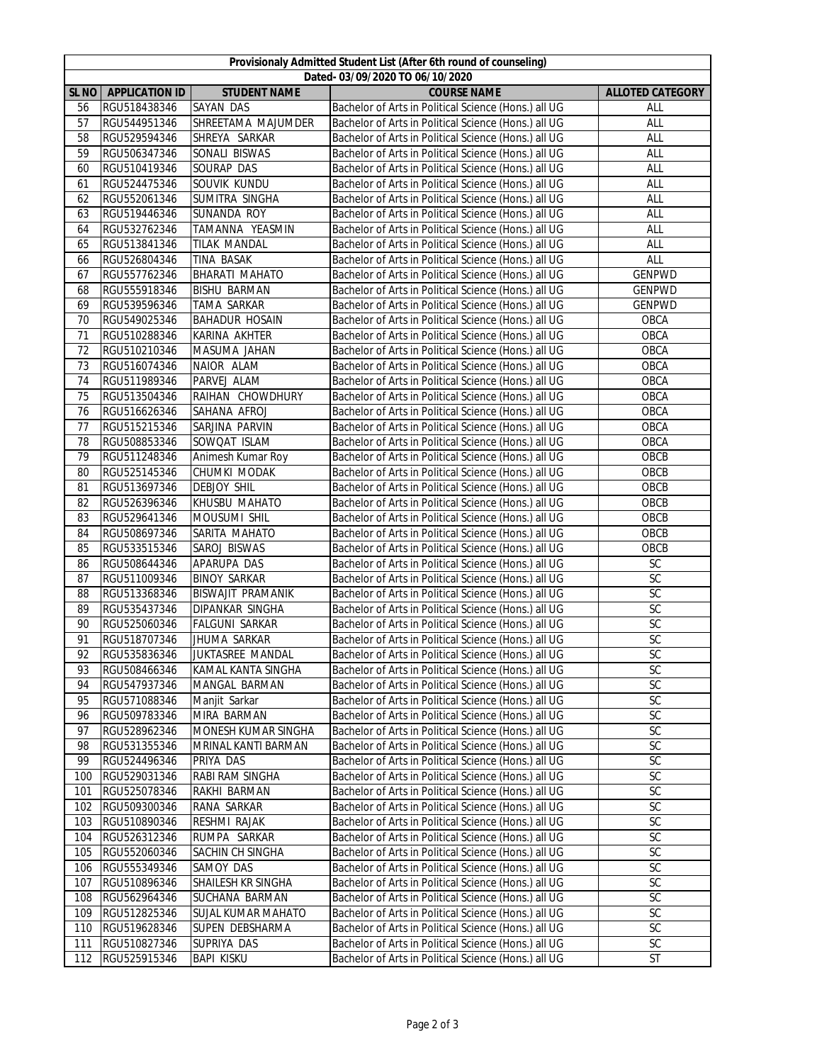| Provisionaly Admitted Student List (After 6th round of counseling) | | | | |
|---|---|---|---|---|
| Dated- 03/09/2020 TO 06/10/2020 | | | | |
| SL NO | APPLICATION ID | STUDENT NAME | COURSE NAME | ALLOTED CATEGORY |
| 56 | RGU518438346 | SAYAN DAS | Bachelor of Arts in Political Science (Hons.) all UG | ALL |
| 57 | RGU544951346 | SHREETAMA MAJUMDER | Bachelor of Arts in Political Science (Hons.) all UG | ALL |
| 58 | RGU529594346 | SHREYA SARKAR | Bachelor of Arts in Political Science (Hons.) all UG | ALL |
| 59 | RGU506347346 | SONALI BISWAS | Bachelor of Arts in Political Science (Hons.) all UG | ALL |
| 60 | RGU510419346 | SOURAP DAS | Bachelor of Arts in Political Science (Hons.) all UG | ALL |
| 61 | RGU524475346 | SOUVIK KUNDU | Bachelor of Arts in Political Science (Hons.) all UG | ALL |
| 62 | RGU552061346 | SUMITRA SINGHA | Bachelor of Arts in Political Science (Hons.) all UG | ALL |
| 63 | RGU519446346 | SUNANDA ROY | Bachelor of Arts in Political Science (Hons.) all UG | ALL |
| 64 | RGU532762346 | TAMANNA YEASMIN | Bachelor of Arts in Political Science (Hons.) all UG | ALL |
| 65 | RGU513841346 | TILAK MANDAL | Bachelor of Arts in Political Science (Hons.) all UG | ALL |
| 66 | RGU526804346 | TINA BASAK | Bachelor of Arts in Political Science (Hons.) all UG | ALL |
| 67 | RGU557762346 | BHARATI MAHATO | Bachelor of Arts in Political Science (Hons.) all UG | GENPWD |
| 68 | RGU555918346 | BISHU BARMAN | Bachelor of Arts in Political Science (Hons.) all UG | GENPWD |
| 69 | RGU539596346 | TAMA SARKAR | Bachelor of Arts in Political Science (Hons.) all UG | GENPWD |
| 70 | RGU549025346 | BAHADUR HOSAIN | Bachelor of Arts in Political Science (Hons.) all UG | OBCA |
| 71 | RGU510288346 | KARINA AKHTER | Bachelor of Arts in Political Science (Hons.) all UG | OBCA |
| 72 | RGU510210346 | MASUMA JAHAN | Bachelor of Arts in Political Science (Hons.) all UG | OBCA |
| 73 | RGU516074346 | NAIOR ALAM | Bachelor of Arts in Political Science (Hons.) all UG | OBCA |
| 74 | RGU511989346 | PARVEJ ALAM | Bachelor of Arts in Political Science (Hons.) all UG | OBCA |
| 75 | RGU513504346 | RAIHAN CHOWDHURY | Bachelor of Arts in Political Science (Hons.) all UG | OBCA |
| 76 | RGU516626346 | SAHANA AFROJ | Bachelor of Arts in Political Science (Hons.) all UG | OBCA |
| 77 | RGU515215346 | SARJINA PARVIN | Bachelor of Arts in Political Science (Hons.) all UG | OBCA |
| 78 | RGU508853346 | SOWQAT ISLAM | Bachelor of Arts in Political Science (Hons.) all UG | OBCA |
| 79 | RGU511248346 | Animesh Kumar Roy | Bachelor of Arts in Political Science (Hons.) all UG | OBCB |
| 80 | RGU525145346 | CHUMKI MODAK | Bachelor of Arts in Political Science (Hons.) all UG | OBCB |
| 81 | RGU513697346 | DEBJOY SHIL | Bachelor of Arts in Political Science (Hons.) all UG | OBCB |
| 82 | RGU526396346 | KHUSBU MAHATO | Bachelor of Arts in Political Science (Hons.) all UG | OBCB |
| 83 | RGU529641346 | MOUSUMI SHIL | Bachelor of Arts in Political Science (Hons.) all UG | OBCB |
| 84 | RGU508697346 | SARITA MAHATO | Bachelor of Arts in Political Science (Hons.) all UG | OBCB |
| 85 | RGU533515346 | SAROJ BISWAS | Bachelor of Arts in Political Science (Hons.) all UG | OBCB |
| 86 | RGU508644346 | APARUPA DAS | Bachelor of Arts in Political Science (Hons.) all UG | SC |
| 87 | RGU511009346 | BINOY SARKAR | Bachelor of Arts in Political Science (Hons.) all UG | SC |
| 88 | RGU513368346 | BISWAJIT PRAMANIK | Bachelor of Arts in Political Science (Hons.) all UG | SC |
| 89 | RGU535437346 | DIPANKAR SINGHA | Bachelor of Arts in Political Science (Hons.) all UG | SC |
| 90 | RGU525060346 | FALGUNI SARKAR | Bachelor of Arts in Political Science (Hons.) all UG | SC |
| 91 | RGU518707346 | JHUMA SARKAR | Bachelor of Arts in Political Science (Hons.) all UG | SC |
| 92 | RGU535836346 | JUKTASREE MANDAL | Bachelor of Arts in Political Science (Hons.) all UG | SC |
| 93 | RGU508466346 | KAMAL KANTA SINGHA | Bachelor of Arts in Political Science (Hons.) all UG | SC |
| 94 | RGU547937346 | MANGAL BARMAN | Bachelor of Arts in Political Science (Hons.) all UG | SC |
| 95 | RGU571088346 | Manjit Sarkar | Bachelor of Arts in Political Science (Hons.) all UG | SC |
| 96 | RGU509783346 | MIRA BARMAN | Bachelor of Arts in Political Science (Hons.) all UG | SC |
| 97 | RGU528962346 | MONESH KUMAR SINGHA | Bachelor of Arts in Political Science (Hons.) all UG | SC |
| 98 | RGU531355346 | MRINAL KANTI BARMAN | Bachelor of Arts in Political Science (Hons.) all UG | SC |
| 99 | RGU524496346 | PRIYA DAS | Bachelor of Arts in Political Science (Hons.) all UG | SC |
| 100 | RGU529031346 | RABI RAM SINGHA | Bachelor of Arts in Political Science (Hons.) all UG | SC |
| 101 | RGU525078346 | RAKHI BARMAN | Bachelor of Arts in Political Science (Hons.) all UG | SC |
| 102 | RGU509300346 | RANA SARKAR | Bachelor of Arts in Political Science (Hons.) all UG | SC |
| 103 | RGU510890346 | RESHMI RAJAK | Bachelor of Arts in Political Science (Hons.) all UG | SC |
| 104 | RGU526312346 | RUMPA SARKAR | Bachelor of Arts in Political Science (Hons.) all UG | SC |
| 105 | RGU552060346 | SACHIN CH SINGHA | Bachelor of Arts in Political Science (Hons.) all UG | SC |
| 106 | RGU555349346 | SAMOY DAS | Bachelor of Arts in Political Science (Hons.) all UG | SC |
| 107 | RGU510896346 | SHAILESH KR SINGHA | Bachelor of Arts in Political Science (Hons.) all UG | SC |
| 108 | RGU562964346 | SUCHANA BARMAN | Bachelor of Arts in Political Science (Hons.) all UG | SC |
| 109 | RGU512825346 | SUJAL KUMAR MAHATO | Bachelor of Arts in Political Science (Hons.) all UG | SC |
| 110 | RGU519628346 | SUPEN DEBSHARMA | Bachelor of Arts in Political Science (Hons.) all UG | SC |
| 111 | RGU510827346 | SUPRIYA DAS | Bachelor of Arts in Political Science (Hons.) all UG | SC |
| 112 | RGU525915346 | BAPI KISKU | Bachelor of Arts in Political Science (Hons.) all UG | ST |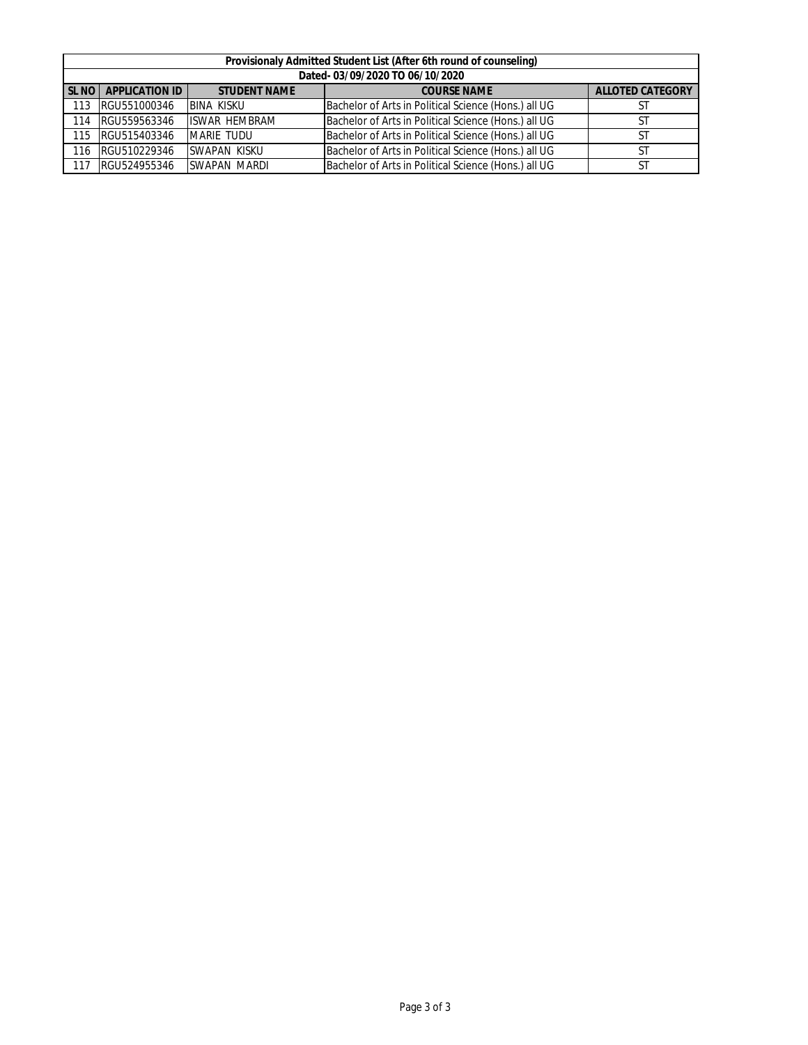| Provisionaly Admitted Student List (After 6th round of counseling) | | | | |
|---|---|---|---|---|
| Dated- 03/09/2020 TO 06/10/2020 | | | | |
| SL NO | APPLICATION ID | STUDENT NAME | COURSE NAME | ALLOTED CATEGORY |
| 113 | RGU551000346 | BINA KISKU | Bachelor of Arts in Political Science (Hons.) all UG | ST |
| 114 | RGU559563346 | ISWAR HEMBRAM | Bachelor of Arts in Political Science (Hons.) all UG | ST |
| 115 | RGU515403346 | MARIE TUDU | Bachelor of Arts in Political Science (Hons.) all UG | ST |
| 116 | RGU510229346 | SWAPAN KISKU | Bachelor of Arts in Political Science (Hons.) all UG | ST |
| 117 | RGU524955346 | SWAPAN MARDI | Bachelor of Arts in Political Science (Hons.) all UG | ST |